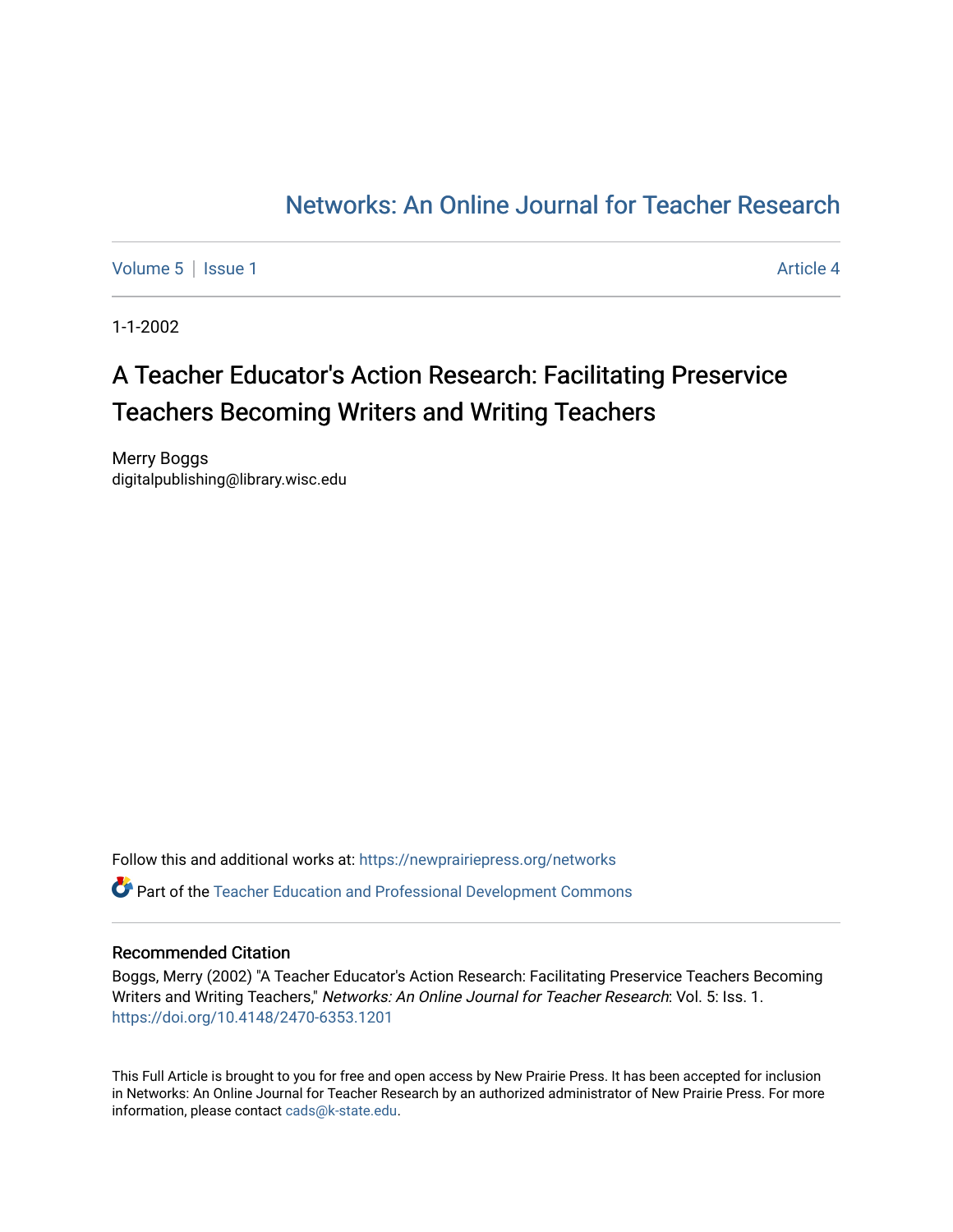# Networks: An Online Journal for Teacher Research

Volume 5 | Issue 1 Article 4

1-1-2002

# A Teacher Educator's Action Research: Facilitating Preservice Teachers Becoming Writers and Writing Teachers

Merry Boggs
digitalpublishing@library.wisc.edu

Follow this and additional works at: https://newprairiepress.org/networks

Part of the Teacher Education and Professional Development Commons

## Recommended Citation

Boggs, Merry (2002) "A Teacher Educator's Action Research: Facilitating Preservice Teachers Becoming Writers and Writing Teachers," *Networks: An Online Journal for Teacher Research*: Vol. 5: Iss. 1. https://doi.org/10.4148/2470-6353.1201

This Full Article is brought to you for free and open access by New Prairie Press. It has been accepted for inclusion in Networks: An Online Journal for Teacher Research by an authorized administrator of New Prairie Press. For more information, please contact cads@k-state.edu.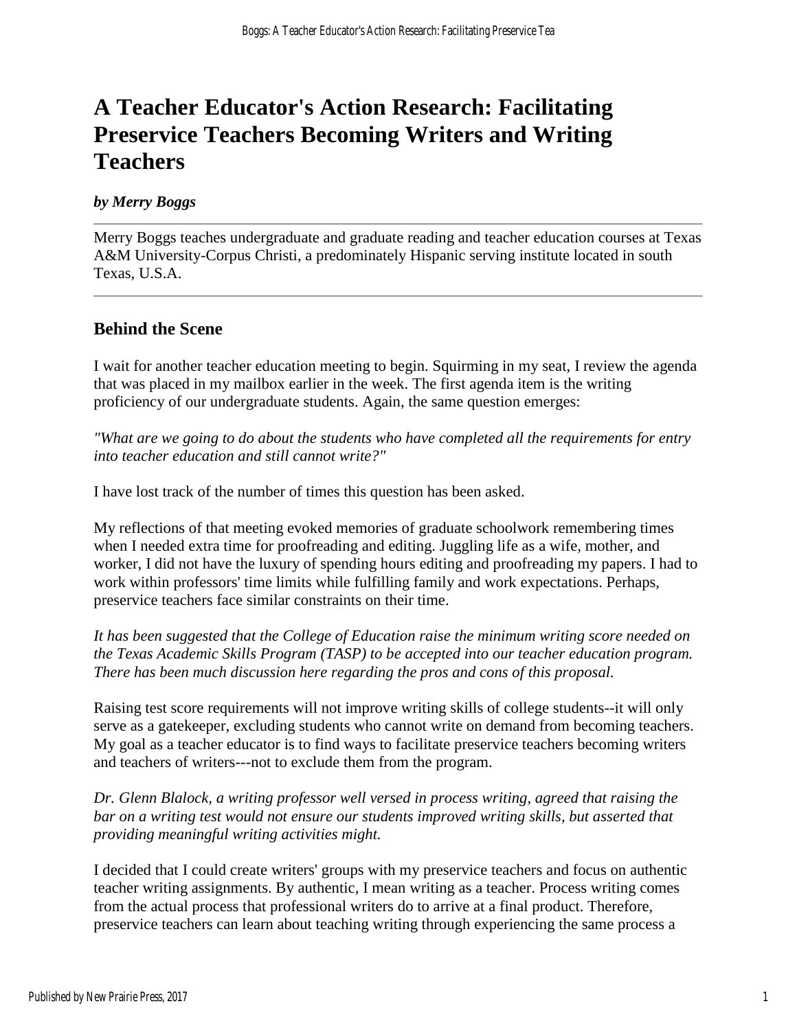# A Teacher Educator's Action Research: Facilitating Preservice Teachers Becoming Writers and Writing Teachers

***by Merry Boggs***

---

Merry Boggs teaches undergraduate and graduate reading and teacher education courses at Texas A&M University-Corpus Christi, a predominately Hispanic serving institute located in south Texas, U.S.A.

---

## Behind the Scene

I wait for another teacher education meeting to begin. Squirming in my seat, I review the agenda that was placed in my mailbox earlier in the week. The first agenda item is the writing proficiency of our undergraduate students. Again, the same question emerges:

*"What are we going to do about the students who have completed all the requirements for entry into teacher education and still cannot write?"*

I have lost track of the number of times this question has been asked.

My reflections of that meeting evoked memories of graduate schoolwork remembering times when I needed extra time for proofreading and editing. Juggling life as a wife, mother, and worker, I did not have the luxury of spending hours editing and proofreading my papers. I had to work within professors' time limits while fulfilling family and work expectations. Perhaps, preservice teachers face similar constraints on their time.

*It has been suggested that the College of Education raise the minimum writing score needed on the Texas Academic Skills Program (TASP) to be accepted into our teacher education program. There has been much discussion here regarding the pros and cons of this proposal.*

Raising test score requirements will not improve writing skills of college students--it will only serve as a gatekeeper, excluding students who cannot write on demand from becoming teachers. My goal as a teacher educator is to find ways to facilitate preservice teachers becoming writers and teachers of writers---not to exclude them from the program.

*Dr. Glenn Blalock, a writing professor well versed in process writing, agreed that raising the bar on a writing test would not ensure our students improved writing skills, but asserted that providing meaningful writing activities might.*

I decided that I could create writers' groups with my preservice teachers and focus on authentic teacher writing assignments. By authentic, I mean writing as a teacher. Process writing comes from the actual process that professional writers do to arrive at a final product. Therefore, preservice teachers can learn about teaching writing through experiencing the same process a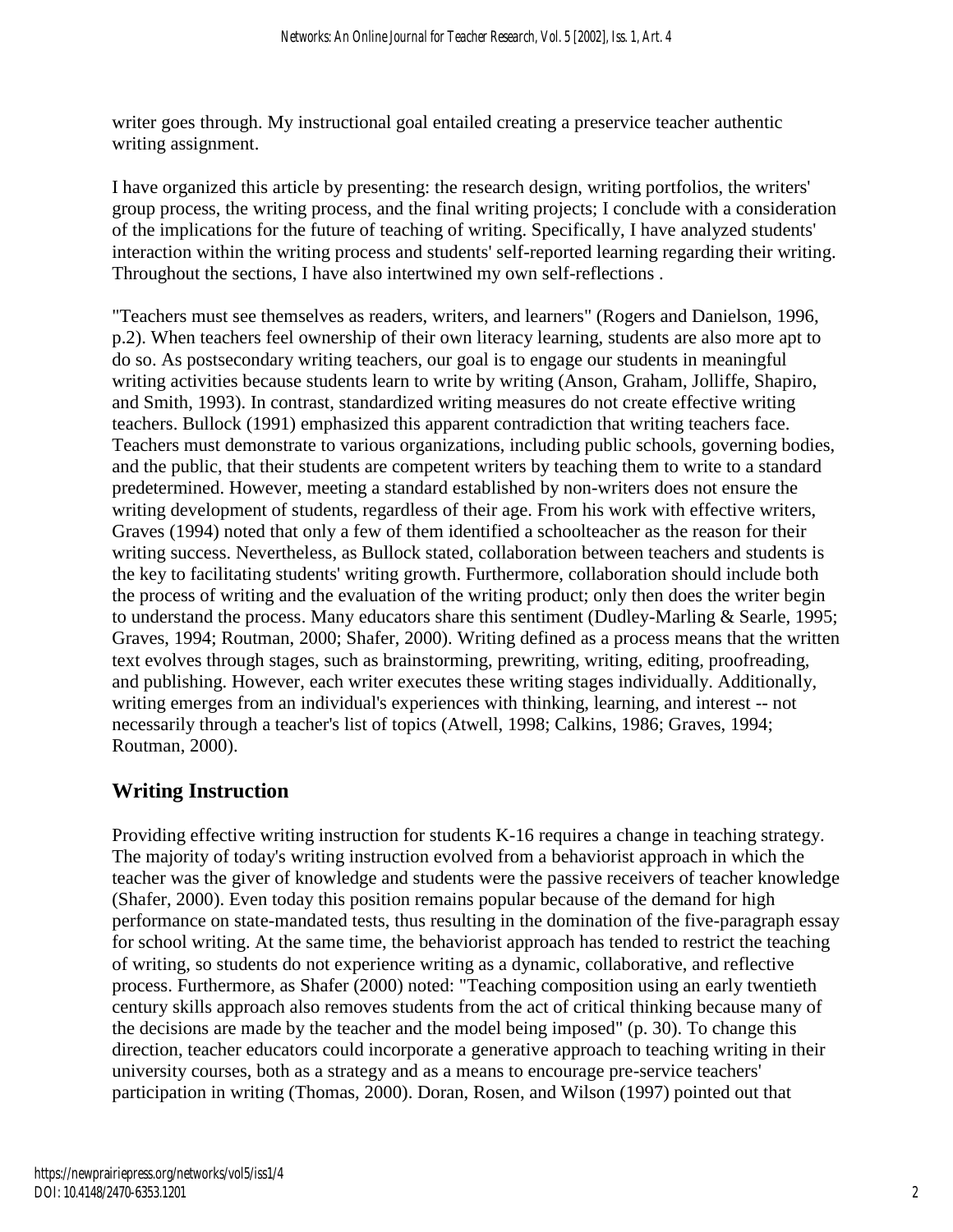writer goes through. My instructional goal entailed creating a preservice teacher authentic writing assignment.

I have organized this article by presenting: the research design, writing portfolios, the writers' group process, the writing process, and the final writing projects; I conclude with a consideration of the implications for the future of teaching of writing. Specifically, I have analyzed students' interaction within the writing process and students' self-reported learning regarding their writing. Throughout the sections, I have also intertwined my own self-reflections .

"Teachers must see themselves as readers, writers, and learners" (Rogers and Danielson, 1996, p.2). When teachers feel ownership of their own literacy learning, students are also more apt to do so. As postsecondary writing teachers, our goal is to engage our students in meaningful writing activities because students learn to write by writing (Anson, Graham, Jolliffe, Shapiro, and Smith, 1993). In contrast, standardized writing measures do not create effective writing teachers. Bullock (1991) emphasized this apparent contradiction that writing teachers face. Teachers must demonstrate to various organizations, including public schools, governing bodies, and the public, that their students are competent writers by teaching them to write to a standard predetermined. However, meeting a standard established by non-writers does not ensure the writing development of students, regardless of their age. From his work with effective writers, Graves (1994) noted that only a few of them identified a schoolteacher as the reason for their writing success. Nevertheless, as Bullock stated, collaboration between teachers and students is the key to facilitating students' writing growth. Furthermore, collaboration should include both the process of writing and the evaluation of the writing product; only then does the writer begin to understand the process. Many educators share this sentiment (Dudley-Marling & Searle, 1995; Graves, 1994; Routman, 2000; Shafer, 2000). Writing defined as a process means that the written text evolves through stages, such as brainstorming, prewriting, writing, editing, proofreading, and publishing. However, each writer executes these writing stages individually. Additionally, writing emerges from an individual's experiences with thinking, learning, and interest -- not necessarily through a teacher's list of topics (Atwell, 1998; Calkins, 1986; Graves, 1994; Routman, 2000).

## Writing Instruction

Providing effective writing instruction for students K-16 requires a change in teaching strategy. The majority of today's writing instruction evolved from a behaviorist approach in which the teacher was the giver of knowledge and students were the passive receivers of teacher knowledge (Shafer, 2000). Even today this position remains popular because of the demand for high performance on state-mandated tests, thus resulting in the domination of the five-paragraph essay for school writing. At the same time, the behaviorist approach has tended to restrict the teaching of writing, so students do not experience writing as a dynamic, collaborative, and reflective process. Furthermore, as Shafer (2000) noted: "Teaching composition using an early twentieth century skills approach also removes students from the act of critical thinking because many of the decisions are made by the teacher and the model being imposed" (p. 30). To change this direction, teacher educators could incorporate a generative approach to teaching writing in their university courses, both as a strategy and as a means to encourage pre-service teachers' participation in writing (Thomas, 2000). Doran, Rosen, and Wilson (1997) pointed out that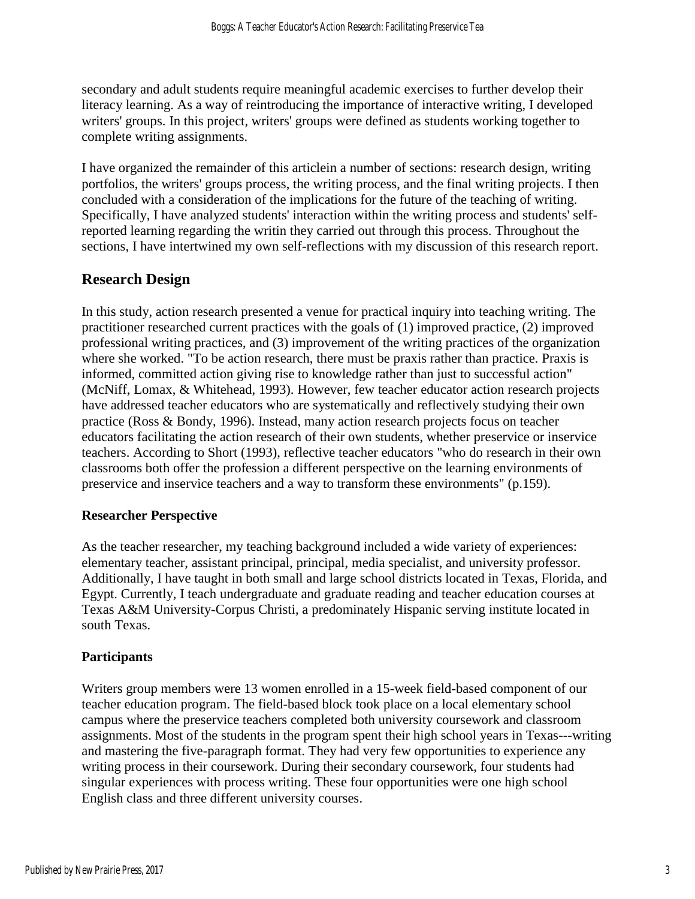secondary and adult students require meaningful academic exercises to further develop their literacy learning. As a way of reintroducing the importance of interactive writing, I developed writers' groups. In this project, writers' groups were defined as students working together to complete writing assignments.

I have organized the remainder of this articlein a number of sections: research design, writing portfolios, the writers' groups process, the writing process, and the final writing projects. I then concluded with a consideration of the implications for the future of the teaching of writing. Specifically, I have analyzed students' interaction within the writing process and students' self-reported learning regarding the writin they carried out through this process. Throughout the sections, I have intertwined my own self-reflections with my discussion of this research report.

## Research Design

In this study, action research presented a venue for practical inquiry into teaching writing. The practitioner researched current practices with the goals of (1) improved practice, (2) improved professional writing practices, and (3) improvement of the writing practices of the organization where she worked. "To be action research, there must be praxis rather than practice. Praxis is informed, committed action giving rise to knowledge rather than just to successful action" (McNiff, Lomax, & Whitehead, 1993). However, few teacher educator action research projects have addressed teacher educators who are systematically and reflectively studying their own practice (Ross & Bondy, 1996). Instead, many action research projects focus on teacher educators facilitating the action research of their own students, whether preservice or inservice teachers. According to Short (1993), reflective teacher educators "who do research in their own classrooms both offer the profession a different perspective on the learning environments of preservice and inservice teachers and a way to transform these environments" (p.159).

### Researcher Perspective

As the teacher researcher, my teaching background included a wide variety of experiences: elementary teacher, assistant principal, principal, media specialist, and university professor. Additionally, I have taught in both small and large school districts located in Texas, Florida, and Egypt. Currently, I teach undergraduate and graduate reading and teacher education courses at Texas A&M University-Corpus Christi, a predominately Hispanic serving institute located in south Texas.

### Participants

Writers group members were 13 women enrolled in a 15-week field-based component of our teacher education program. The field-based block took place on a local elementary school campus where the preservice teachers completed both university coursework and classroom assignments. Most of the students in the program spent their high school years in Texas---writing and mastering the five-paragraph format. They had very few opportunities to experience any writing process in their coursework. During their secondary coursework, four students had singular experiences with process writing. These four opportunities were one high school English class and three different university courses.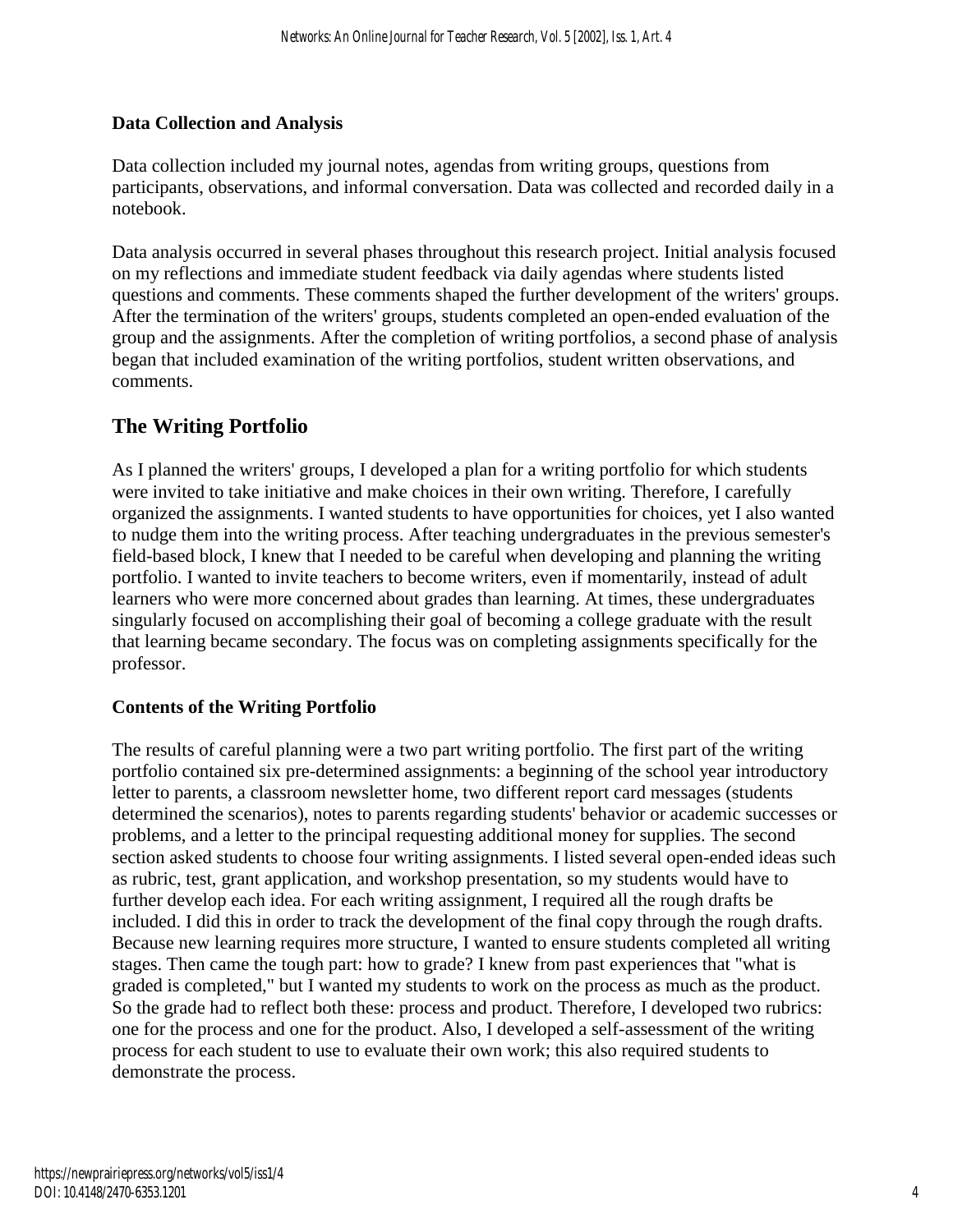### Data Collection and Analysis

Data collection included my journal notes, agendas from writing groups, questions from participants, observations, and informal conversation. Data was collected and recorded daily in a notebook.

Data analysis occurred in several phases throughout this research project. Initial analysis focused on my reflections and immediate student feedback via daily agendas where students listed questions and comments. These comments shaped the further development of the writers' groups. After the termination of the writers' groups, students completed an open-ended evaluation of the group and the assignments. After the completion of writing portfolios, a second phase of analysis began that included examination of the writing portfolios, student written observations, and comments.

## The Writing Portfolio

As I planned the writers' groups, I developed a plan for a writing portfolio for which students were invited to take initiative and make choices in their own writing. Therefore, I carefully organized the assignments. I wanted students to have opportunities for choices, yet I also wanted to nudge them into the writing process. After teaching undergraduates in the previous semester's field-based block, I knew that I needed to be careful when developing and planning the writing portfolio. I wanted to invite teachers to become writers, even if momentarily, instead of adult learners who were more concerned about grades than learning. At times, these undergraduates singularly focused on accomplishing their goal of becoming a college graduate with the result that learning became secondary. The focus was on completing assignments specifically for the professor.

### Contents of the Writing Portfolio

The results of careful planning were a two part writing portfolio. The first part of the writing portfolio contained six pre-determined assignments: a beginning of the school year introductory letter to parents, a classroom newsletter home, two different report card messages (students determined the scenarios), notes to parents regarding students' behavior or academic successes or problems, and a letter to the principal requesting additional money for supplies. The second section asked students to choose four writing assignments. I listed several open-ended ideas such as rubric, test, grant application, and workshop presentation, so my students would have to further develop each idea. For each writing assignment, I required all the rough drafts be included. I did this in order to track the development of the final copy through the rough drafts. Because new learning requires more structure, I wanted to ensure students completed all writing stages. Then came the tough part: how to grade? I knew from past experiences that "what is graded is completed," but I wanted my students to work on the process as much as the product. So the grade had to reflect both these: process and product. Therefore, I developed two rubrics: one for the process and one for the product. Also, I developed a self-assessment of the writing process for each student to use to evaluate their own work; this also required students to demonstrate the process.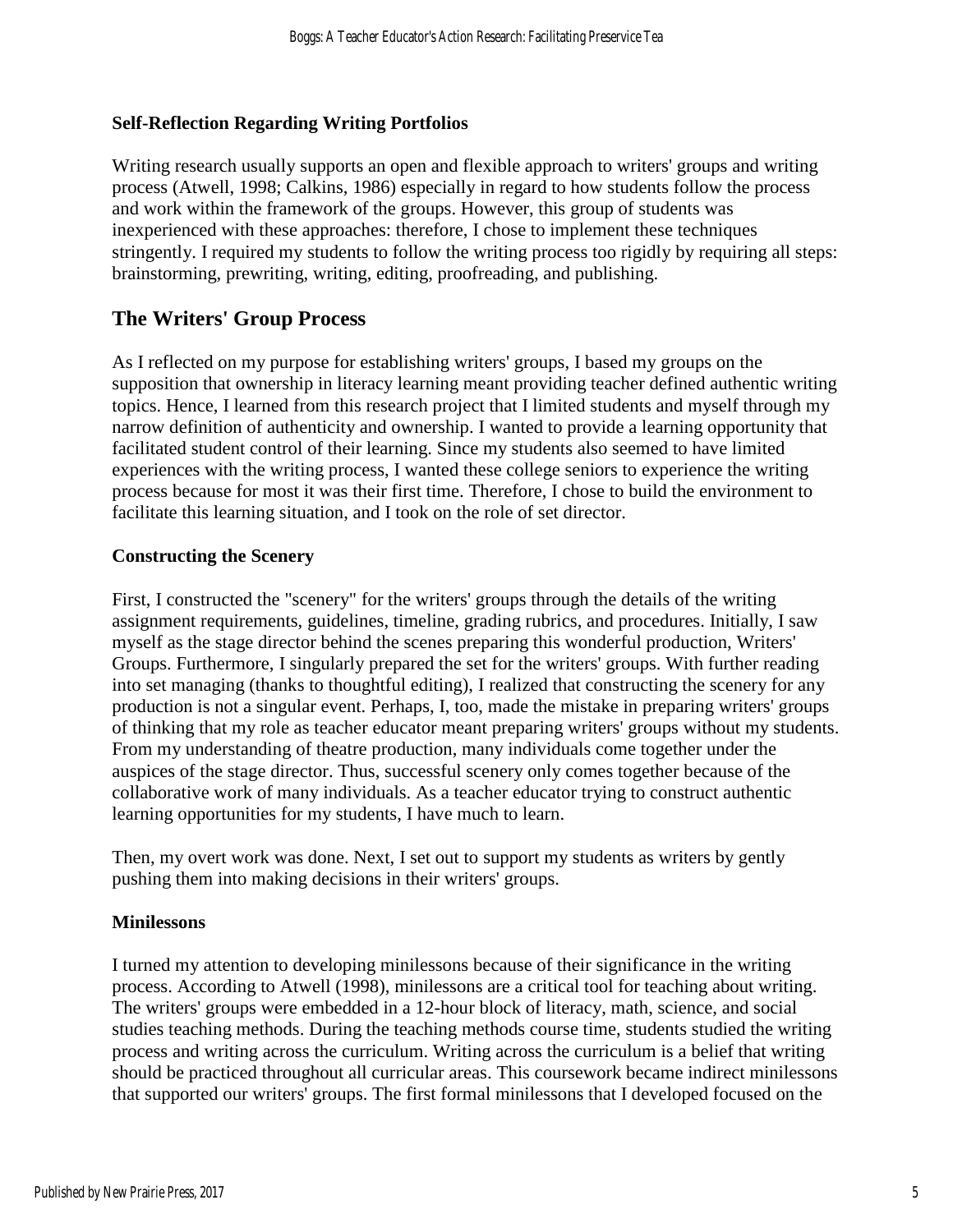### Self-Reflection Regarding Writing Portfolios

Writing research usually supports an open and flexible approach to writers' groups and writing process (Atwell, 1998; Calkins, 1986) especially in regard to how students follow the process and work within the framework of the groups. However, this group of students was inexperienced with these approaches: therefore, I chose to implement these techniques stringently. I required my students to follow the writing process too rigidly by requiring all steps: brainstorming, prewriting, writing, editing, proofreading, and publishing.

## The Writers' Group Process

As I reflected on my purpose for establishing writers' groups, I based my groups on the supposition that ownership in literacy learning meant providing teacher defined authentic writing topics. Hence, I learned from this research project that I limited students and myself through my narrow definition of authenticity and ownership. I wanted to provide a learning opportunity that facilitated student control of their learning. Since my students also seemed to have limited experiences with the writing process, I wanted these college seniors to experience the writing process because for most it was their first time. Therefore, I chose to build the environment to facilitate this learning situation, and I took on the role of set director.

### Constructing the Scenery

First, I constructed the "scenery" for the writers' groups through the details of the writing assignment requirements, guidelines, timeline, grading rubrics, and procedures. Initially, I saw myself as the stage director behind the scenes preparing this wonderful production, Writers' Groups. Furthermore, I singularly prepared the set for the writers' groups. With further reading into set managing (thanks to thoughtful editing), I realized that constructing the scenery for any production is not a singular event. Perhaps, I, too, made the mistake in preparing writers' groups of thinking that my role as teacher educator meant preparing writers' groups without my students. From my understanding of theatre production, many individuals come together under the auspices of the stage director. Thus, successful scenery only comes together because of the collaborative work of many individuals. As a teacher educator trying to construct authentic learning opportunities for my students, I have much to learn.

Then, my overt work was done. Next, I set out to support my students as writers by gently pushing them into making decisions in their writers' groups.

### Minilessons

I turned my attention to developing minilessons because of their significance in the writing process. According to Atwell (1998), minilessons are a critical tool for teaching about writing. The writers' groups were embedded in a 12-hour block of literacy, math, science, and social studies teaching methods. During the teaching methods course time, students studied the writing process and writing across the curriculum. Writing across the curriculum is a belief that writing should be practiced throughout all curricular areas. This coursework became indirect minilessons that supported our writers' groups. The first formal minilessons that I developed focused on the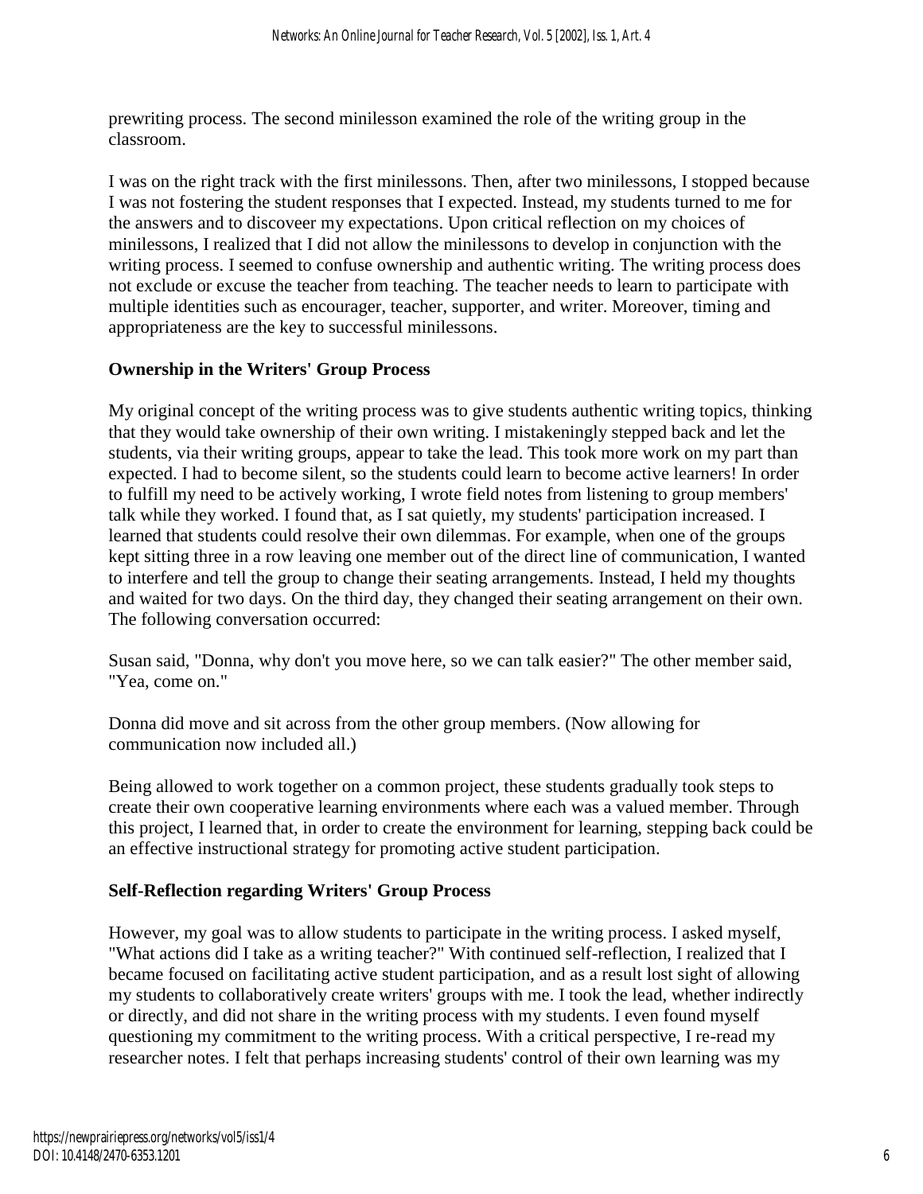prewriting process. The second minilesson examined the role of the writing group in the classroom.

I was on the right track with the first minilessons. Then, after two minilessons, I stopped because I was not fostering the student responses that I expected. Instead, my students turned to me for the answers and to discoveer my expectations. Upon critical reflection on my choices of minilessons, I realized that I did not allow the minilessons to develop in conjunction with the writing process. I seemed to confuse ownership and authentic writing. The writing process does not exclude or excuse the teacher from teaching. The teacher needs to learn to participate with multiple identities such as encourager, teacher, supporter, and writer. Moreover, timing and appropriateness are the key to successful minilessons.

**Ownership in the Writers' Group Process**

My original concept of the writing process was to give students authentic writing topics, thinking that they would take ownership of their own writing. I mistakeningly stepped back and let the students, via their writing groups, appear to take the lead. This took more work on my part than expected. I had to become silent, so the students could learn to become active learners! In order to fulfill my need to be actively working, I wrote field notes from listening to group members' talk while they worked. I found that, as I sat quietly, my students' participation increased. I learned that students could resolve their own dilemmas. For example, when one of the groups kept sitting three in a row leaving one member out of the direct line of communication, I wanted to interfere and tell the group to change their seating arrangements. Instead, I held my thoughts and waited for two days. On the third day, they changed their seating arrangement on their own. The following conversation occurred:

Susan said, "Donna, why don't you move here, so we can talk easier?" The other member said, "Yea, come on."

Donna did move and sit across from the other group members. (Now allowing for communication now included all.)

Being allowed to work together on a common project, these students gradually took steps to create their own cooperative learning environments where each was a valued member. Through this project, I learned that, in order to create the environment for learning, stepping back could be an effective instructional strategy for promoting active student participation.

**Self-Reflection regarding Writers' Group Process**

However, my goal was to allow students to participate in the writing process. I asked myself, "What actions did I take as a writing teacher?" With continued self-reflection, I realized that I became focused on facilitating active student participation, and as a result lost sight of allowing my students to collaboratively create writers' groups with me. I took the lead, whether indirectly or directly, and did not share in the writing process with my students. I even found myself questioning my commitment to the writing process. With a critical perspective, I re-read my researcher notes. I felt that perhaps increasing students' control of their own learning was my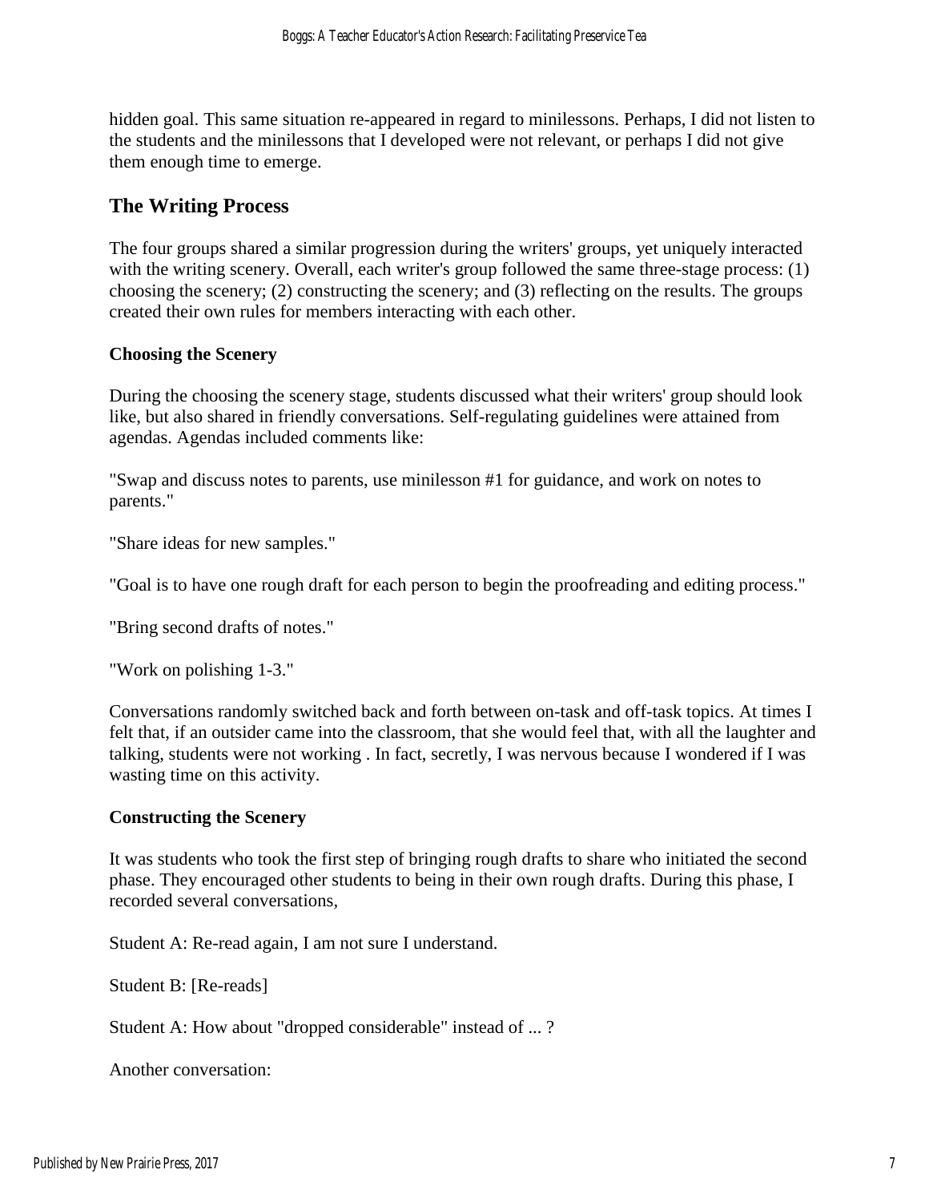hidden goal. This same situation re-appeared in regard to minilessons. Perhaps, I did not listen to the students and the minilessons that I developed were not relevant, or perhaps I did not give them enough time to emerge.

## The Writing Process

The four groups shared a similar progression during the writers' groups, yet uniquely interacted with the writing scenery. Overall, each writer's group followed the same three-stage process: (1) choosing the scenery; (2) constructing the scenery; and (3) reflecting on the results. The groups created their own rules for members interacting with each other.

### Choosing the Scenery

During the choosing the scenery stage, students discussed what their writers' group should look like, but also shared in friendly conversations. Self-regulating guidelines were attained from agendas. Agendas included comments like:

"Swap and discuss notes to parents, use minilesson #1 for guidance, and work on notes to parents."

"Share ideas for new samples."

"Goal is to have one rough draft for each person to begin the proofreading and editing process."

"Bring second drafts of notes."

"Work on polishing 1-3."

Conversations randomly switched back and forth between on-task and off-task topics. At times I felt that, if an outsider came into the classroom, that she would feel that, with all the laughter and talking, students were not working . In fact, secretly, I was nervous because I wondered if I was wasting time on this activity.

### Constructing the Scenery

It was students who took the first step of bringing rough drafts to share who initiated the second phase. They encouraged other students to being in their own rough drafts. During this phase, I recorded several conversations,

Student A: Re-read again, I am not sure I understand.

Student B: [Re-reads]

Student A: How about "dropped considerable" instead of ... ?

Another conversation: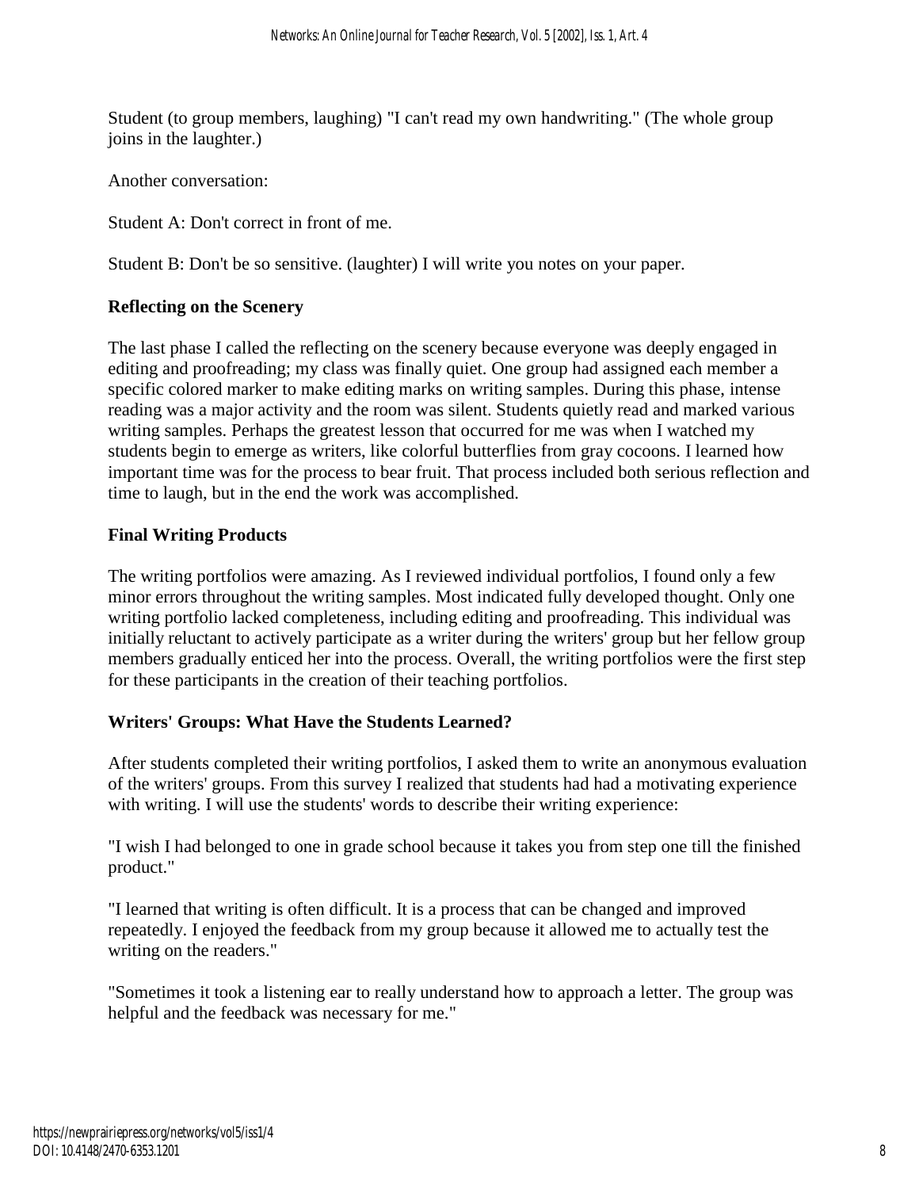Student (to group members, laughing) "I can't read my own handwriting." (The whole group joins in the laughter.)

Another conversation:

Student A: Don't correct in front of me.

Student B: Don't be so sensitive. (laughter) I will write you notes on your paper.

### Reflecting on the Scenery

The last phase I called the reflecting on the scenery because everyone was deeply engaged in editing and proofreading; my class was finally quiet. One group had assigned each member a specific colored marker to make editing marks on writing samples. During this phase, intense reading was a major activity and the room was silent. Students quietly read and marked various writing samples. Perhaps the greatest lesson that occurred for me was when I watched my students begin to emerge as writers, like colorful butterflies from gray cocoons. I learned how important time was for the process to bear fruit. That process included both serious reflection and time to laugh, but in the end the work was accomplished.

### Final Writing Products

The writing portfolios were amazing. As I reviewed individual portfolios, I found only a few minor errors throughout the writing samples. Most indicated fully developed thought. Only one writing portfolio lacked completeness, including editing and proofreading. This individual was initially reluctant to actively participate as a writer during the writers' group but her fellow group members gradually enticed her into the process. Overall, the writing portfolios were the first step for these participants in the creation of their teaching portfolios.

### Writers' Groups: What Have the Students Learned?

After students completed their writing portfolios, I asked them to write an anonymous evaluation of the writers' groups. From this survey I realized that students had had a motivating experience with writing. I will use the students' words to describe their writing experience:

"I wish I had belonged to one in grade school because it takes you from step one till the finished product."

"I learned that writing is often difficult. It is a process that can be changed and improved repeatedly. I enjoyed the feedback from my group because it allowed me to actually test the writing on the readers."

"Sometimes it took a listening ear to really understand how to approach a letter. The group was helpful and the feedback was necessary for me."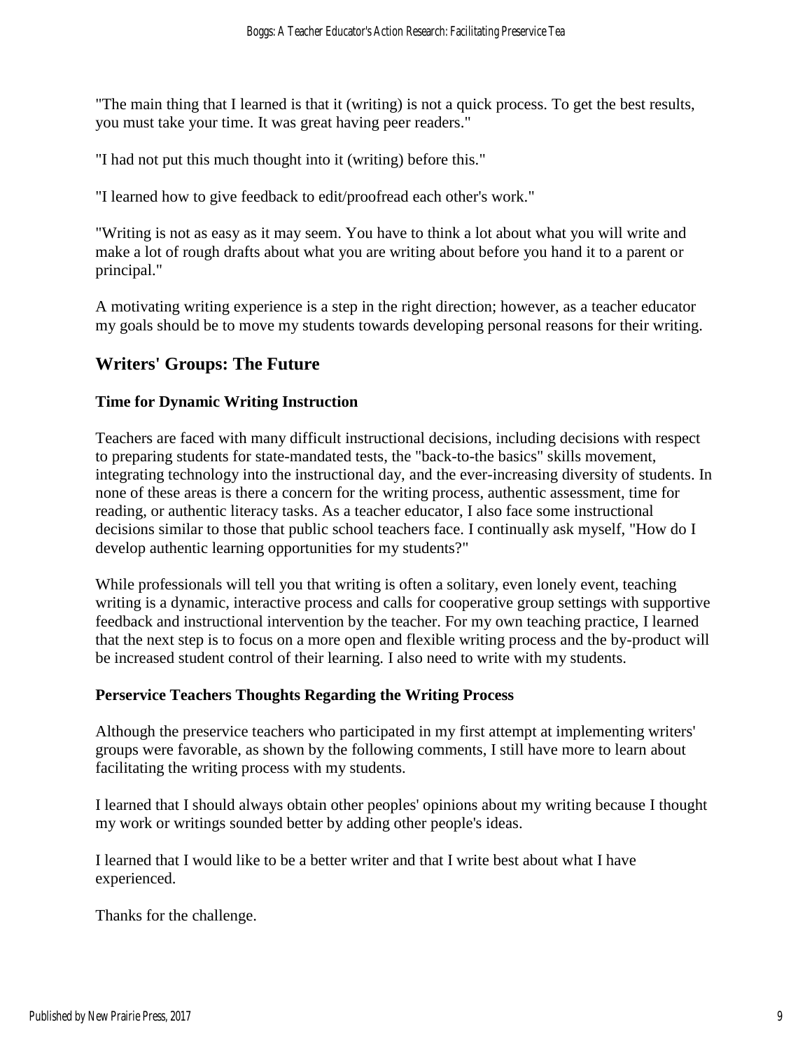"The main thing that I learned is that it (writing) is not a quick process. To get the best results, you must take your time. It was great having peer readers."

"I had not put this much thought into it (writing) before this."

"I learned how to give feedback to edit/proofread each other's work."

"Writing is not as easy as it may seem. You have to think a lot about what you will write and make a lot of rough drafts about what you are writing about before you hand it to a parent or principal."

A motivating writing experience is a step in the right direction; however, as a teacher educator my goals should be to move my students towards developing personal reasons for their writing.

## Writers' Groups: The Future

### Time for Dynamic Writing Instruction

Teachers are faced with many difficult instructional decisions, including decisions with respect to preparing students for state-mandated tests, the "back-to-the basics" skills movement, integrating technology into the instructional day, and the ever-increasing diversity of students. In none of these areas is there a concern for the writing process, authentic assessment, time for reading, or authentic literacy tasks. As a teacher educator, I also face some instructional decisions similar to those that public school teachers face. I continually ask myself, "How do I develop authentic learning opportunities for my students?"

While professionals will tell you that writing is often a solitary, even lonely event, teaching writing is a dynamic, interactive process and calls for cooperative group settings with supportive feedback and instructional intervention by the teacher. For my own teaching practice, I learned that the next step is to focus on a more open and flexible writing process and the by-product will be increased student control of their learning. I also need to write with my students.

### Perservice Teachers Thoughts Regarding the Writing Process

Although the preservice teachers who participated in my first attempt at implementing writers' groups were favorable, as shown by the following comments, I still have more to learn about facilitating the writing process with my students.

I learned that I should always obtain other peoples' opinions about my writing because I thought my work or writings sounded better by adding other people's ideas.

I learned that I would like to be a better writer and that I write best about what I have experienced.

Thanks for the challenge.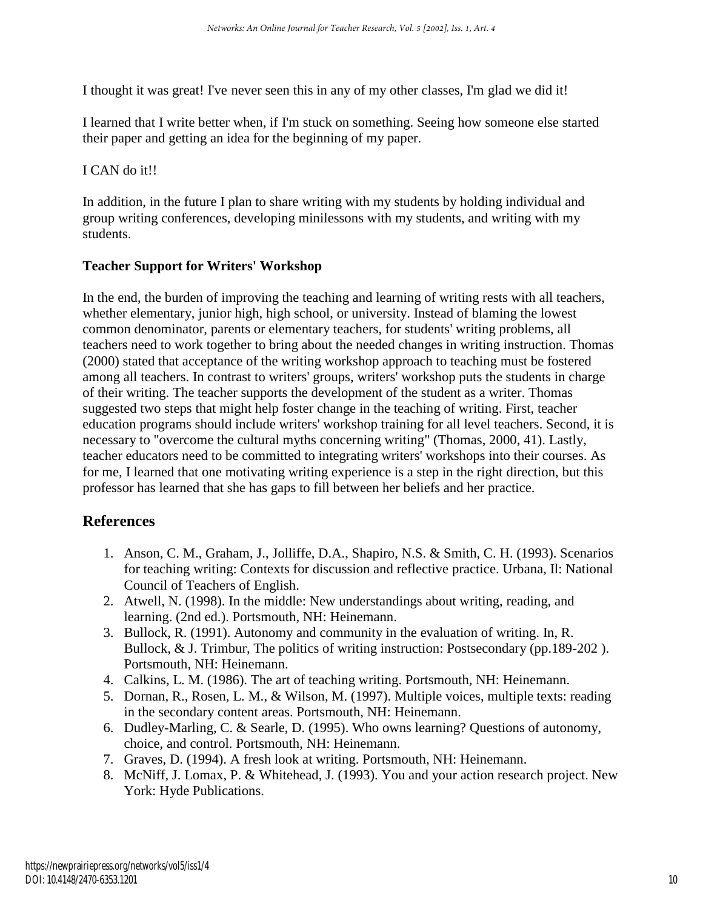I thought it was great! I've never seen this in any of my other classes, I'm glad we did it!

I learned that I write better when, if I'm stuck on something. Seeing how someone else started their paper and getting an idea for the beginning of my paper.

I CAN do it!!

In addition, in the future I plan to share writing with my students by holding individual and group writing conferences, developing minilessons with my students, and writing with my students.

**Teacher Support for Writers' Workshop**

In the end, the burden of improving the teaching and learning of writing rests with all teachers, whether elementary, junior high, high school, or university. Instead of blaming the lowest common denominator, parents or elementary teachers, for students' writing problems, all teachers need to work together to bring about the needed changes in writing instruction. Thomas (2000) stated that acceptance of the writing workshop approach to teaching must be fostered among all teachers. In contrast to writers' groups, writers' workshop puts the students in charge of their writing. The teacher supports the development of the student as a writer. Thomas suggested two steps that might help foster change in the teaching of writing. First, teacher education programs should include writers' workshop training for all level teachers. Second, it is necessary to "overcome the cultural myths concerning writing" (Thomas, 2000, 41). Lastly, teacher educators need to be committed to integrating writers' workshops into their courses. As for me, I learned that one motivating writing experience is a step in the right direction, but this professor has learned that she has gaps to fill between her beliefs and her practice.

## References

1. Anson, C. M., Graham, J., Jolliffe, D.A., Shapiro, N.S. & Smith, C. H. (1993). Scenarios for teaching writing: Contexts for discussion and reflective practice. Urbana, Il: National Council of Teachers of English.
2. Atwell, N. (1998). In the middle: New understandings about writing, reading, and learning. (2nd ed.). Portsmouth, NH: Heinemann.
3. Bullock, R. (1991). Autonomy and community in the evaluation of writing. In, R. Bullock, & J. Trimbur, The politics of writing instruction: Postsecondary (pp.189-202 ). Portsmouth, NH: Heinemann.
4. Calkins, L. M. (1986). The art of teaching writing. Portsmouth, NH: Heinemann.
5. Dornan, R., Rosen, L. M., & Wilson, M. (1997). Multiple voices, multiple texts: reading in the secondary content areas. Portsmouth, NH: Heinemann.
6. Dudley-Marling, C. & Searle, D. (1995). Who owns learning? Questions of autonomy, choice, and control. Portsmouth, NH: Heinemann.
7. Graves, D. (1994). A fresh look at writing. Portsmouth, NH: Heinemann.
8. McNiff, J. Lomax, P. & Whitehead, J. (1993). You and your action research project. New York: Hyde Publications.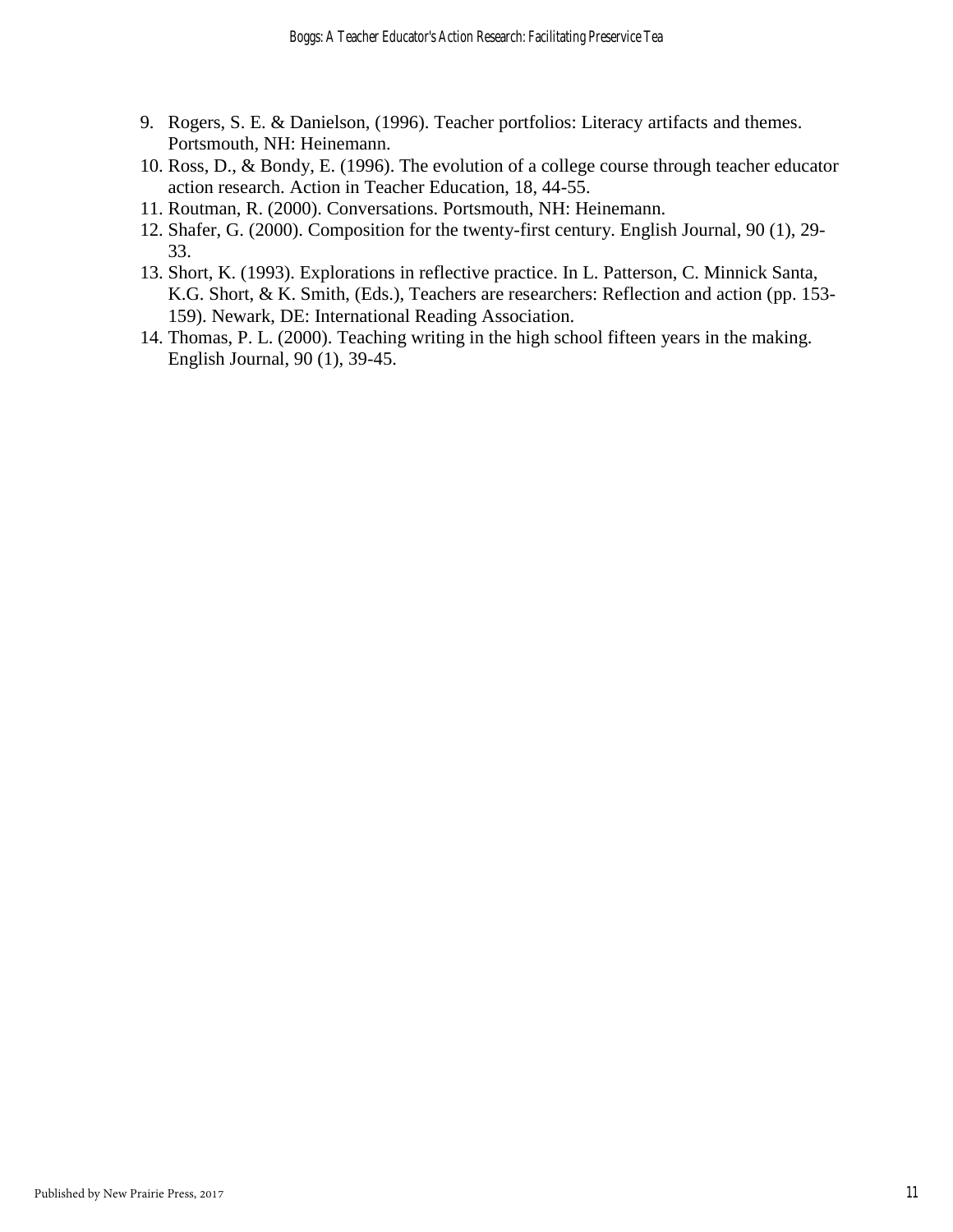9. Rogers, S. E. & Danielson, (1996). Teacher portfolios: Literacy artifacts and themes. Portsmouth, NH: Heinemann.
10. Ross, D., & Bondy, E. (1996). The evolution of a college course through teacher educator action research. Action in Teacher Education, 18, 44-55.
11. Routman, R. (2000). Conversations. Portsmouth, NH: Heinemann.
12. Shafer, G. (2000). Composition for the twenty-first century. English Journal, 90 (1), 29-33.
13. Short, K. (1993). Explorations in reflective practice. In L. Patterson, C. Minnick Santa, K.G. Short, & K. Smith, (Eds.), Teachers are researchers: Reflection and action (pp. 153-159). Newark, DE: International Reading Association.
14. Thomas, P. L. (2000). Teaching writing in the high school fifteen years in the making. English Journal, 90 (1), 39-45.